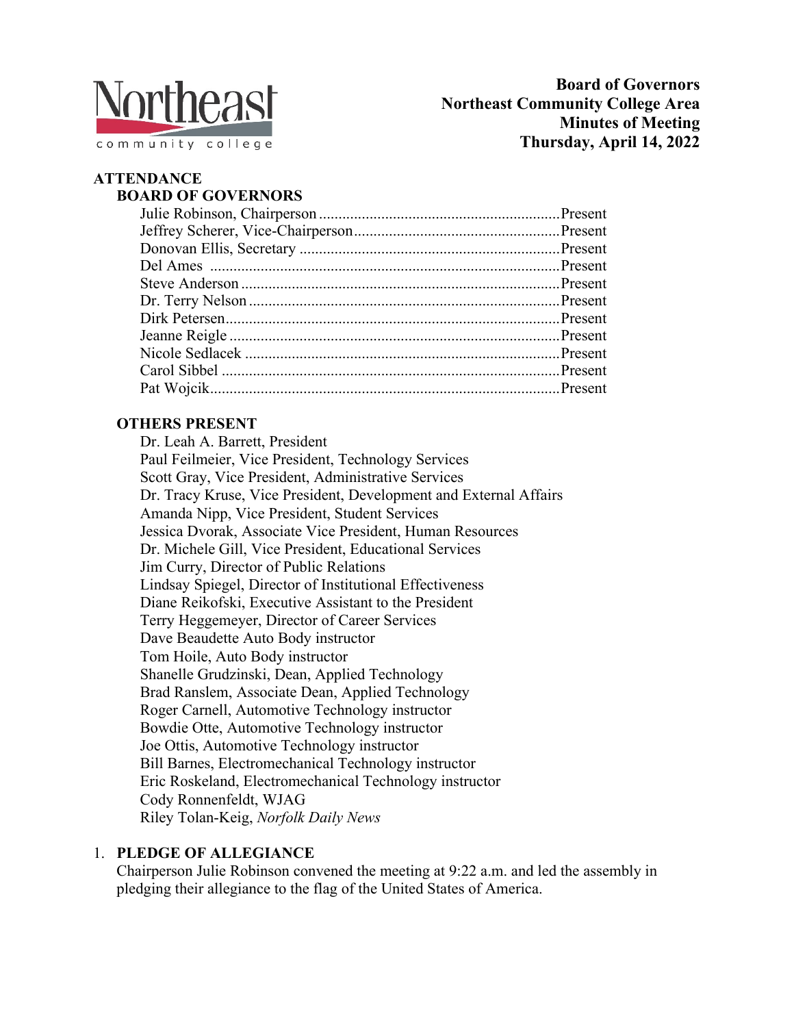Northeast community college

**Board of Governors**
**Northeast Community College Area**
**Minutes of Meeting**
**Thursday, April 14, 2022**

## ATTENDANCE

### BOARD OF GOVERNORS

Julie Robinson, Chairperson ............................................................. Present
Jeffrey Scherer, Vice-Chairperson ..................................................... Present
Donovan Ellis, Secretary .................................................................. Present
Del Ames .......................................................................................... Present
Steve Anderson .................................................................................. Present
Dr. Terry Nelson ................................................................................ Present
Dirk Petersen ..................................................................................... Present
Jeanne Reigle ..................................................................................... Present
Nicole Sedlacek ................................................................................. Present
Carol Sibbel ....................................................................................... Present
Pat Wojcik .......................................................................................... Present

### OTHERS PRESENT

Dr. Leah A. Barrett, President
Paul Feilmeier, Vice President, Technology Services
Scott Gray, Vice President, Administrative Services
Dr. Tracy Kruse, Vice President, Development and External Affairs
Amanda Nipp, Vice President, Student Services
Jessica Dvorak, Associate Vice President, Human Resources
Dr. Michele Gill, Vice President, Educational Services
Jim Curry, Director of Public Relations
Lindsay Spiegel, Director of Institutional Effectiveness
Diane Reikofski, Executive Assistant to the President
Terry Heggemeyer, Director of Career Services
Dave Beaudette Auto Body instructor
Tom Hoile, Auto Body instructor
Shanelle Grudzinski, Dean, Applied Technology
Brad Ranslem, Associate Dean, Applied Technology
Roger Carnell, Automotive Technology instructor
Bowdie Otte, Automotive Technology instructor
Joe Ottis, Automotive Technology instructor
Bill Barnes, Electromechanical Technology instructor
Eric Roskeland, Electromechanical Technology instructor
Cody Ronnenfeldt, WJAG
Riley Tolan-Keig, *Norfolk Daily News*

1. **PLEDGE OF ALLEGIANCE**
   Chairperson Julie Robinson convened the meeting at 9:22 a.m. and led the assembly in pledging their allegiance to the flag of the United States of America.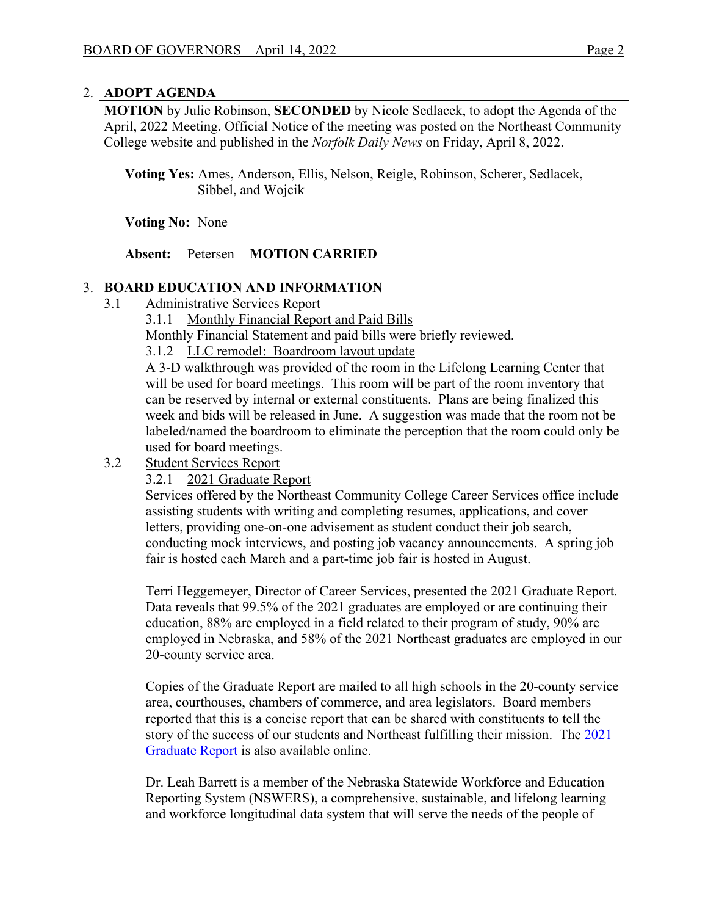## 2. ADOPT AGENDA

**MOTION** by Julie Robinson, **SECONDED** by Nicole Sedlacek, to adopt the Agenda of the April, 2022 Meeting. Official Notice of the meeting was posted on the Northeast Community College website and published in the *Norfolk Daily News* on Friday, April 8, 2022.

**Voting Yes:** Ames, Anderson, Ellis, Nelson, Reigle, Robinson, Scherer, Sedlacek, Sibbel, and Wojcik

**Voting No:** None

**Absent:** Petersen **MOTION CARRIED**

## 3. BOARD EDUCATION AND INFORMATION

### 3.1 Administrative Services Report

#### 3.1.1 Monthly Financial Report and Paid Bills

Monthly Financial Statement and paid bills were briefly reviewed.

#### 3.1.2 LLC remodel: Boardroom layout update

A 3-D walkthrough was provided of the room in the Lifelong Learning Center that will be used for board meetings. This room will be part of the room inventory that can be reserved by internal or external constituents. Plans are being finalized this week and bids will be released in June. A suggestion was made that the room not be labeled/named the boardroom to eliminate the perception that the room could only be used for board meetings.

### 3.2 Student Services Report

#### 3.2.1 2021 Graduate Report

Services offered by the Northeast Community College Career Services office include assisting students with writing and completing resumes, applications, and cover letters, providing one-on-one advisement as student conduct their job search, conducting mock interviews, and posting job vacancy announcements. A spring job fair is hosted each March and a part-time job fair is hosted in August.

Terri Heggemeyer, Director of Career Services, presented the 2021 Graduate Report. Data reveals that 99.5% of the 2021 graduates are employed or are continuing their education, 88% are employed in a field related to their program of study, 90% are employed in Nebraska, and 58% of the 2021 Northeast graduates are employed in our 20-county service area.

Copies of the Graduate Report are mailed to all high schools in the 20-county service area, courthouses, chambers of commerce, and area legislators. Board members reported that this is a concise report that can be shared with constituents to tell the story of the success of our students and Northeast fulfilling their mission. The 2021 Graduate Report is also available online.

Dr. Leah Barrett is a member of the Nebraska Statewide Workforce and Education Reporting System (NSWERS), a comprehensive, sustainable, and lifelong learning and workforce longitudinal data system that will serve the needs of the people of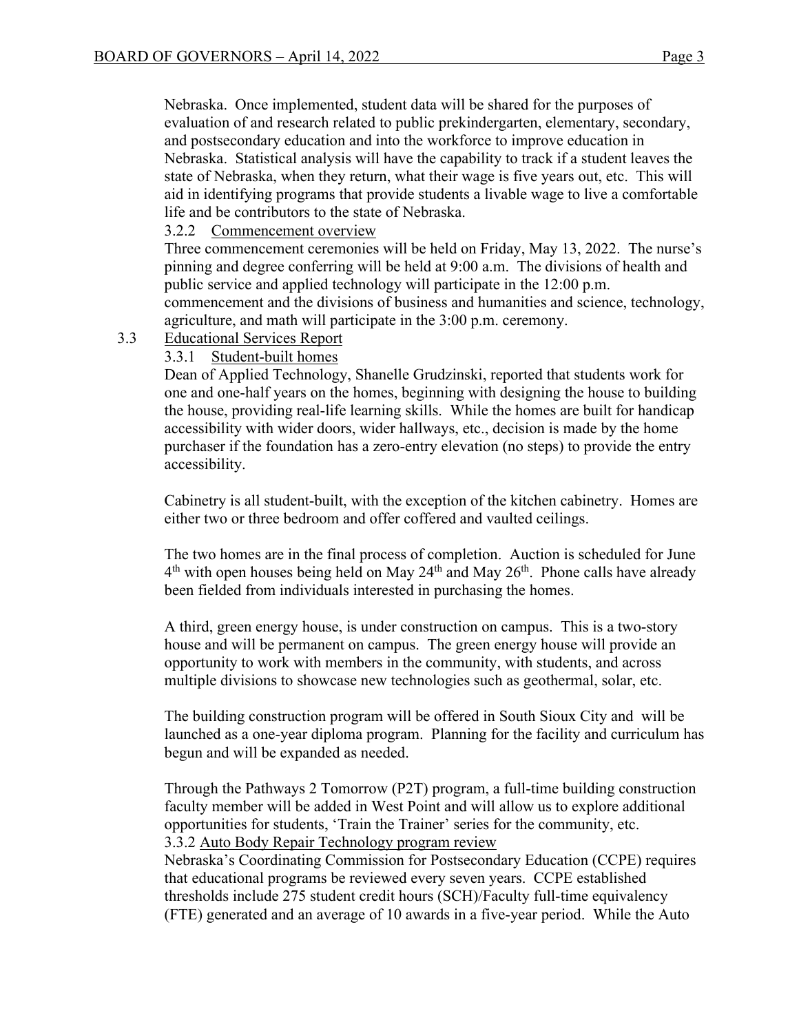Nebraska. Once implemented, student data will be shared for the purposes of evaluation of and research related to public prekindergarten, elementary, secondary, and postsecondary education and into the workforce to improve education in Nebraska. Statistical analysis will have the capability to track if a student leaves the state of Nebraska, when they return, what their wage is five years out, etc. This will aid in identifying programs that provide students a livable wage to live a comfortable life and be contributors to the state of Nebraska.

3.2.2 Commencement overview

Three commencement ceremonies will be held on Friday, May 13, 2022. The nurse's pinning and degree conferring will be held at 9:00 a.m. The divisions of health and public service and applied technology will participate in the 12:00 p.m. commencement and the divisions of business and humanities and science, technology, agriculture, and math will participate in the 3:00 p.m. ceremony.

3.3 Educational Services Report

3.3.1 Student-built homes

Dean of Applied Technology, Shanelle Grudzinski, reported that students work for one and one-half years on the homes, beginning with designing the house to building the house, providing real-life learning skills. While the homes are built for handicap accessibility with wider doors, wider hallways, etc., decision is made by the home purchaser if the foundation has a zero-entry elevation (no steps) to provide the entry accessibility.

Cabinetry is all student-built, with the exception of the kitchen cabinetry. Homes are either two or three bedroom and offer coffered and vaulted ceilings.

The two homes are in the final process of completion. Auction is scheduled for June 4th with open houses being held on May 24th and May 26th. Phone calls have already been fielded from individuals interested in purchasing the homes.

A third, green energy house, is under construction on campus. This is a two-story house and will be permanent on campus. The green energy house will provide an opportunity to work with members in the community, with students, and across multiple divisions to showcase new technologies such as geothermal, solar, etc.

The building construction program will be offered in South Sioux City and will be launched as a one-year diploma program. Planning for the facility and curriculum has begun and will be expanded as needed.

Through the Pathways 2 Tomorrow (P2T) program, a full-time building construction faculty member will be added in West Point and will allow us to explore additional opportunities for students, 'Train the Trainer' series for the community, etc.

3.3.2 Auto Body Repair Technology program review

Nebraska's Coordinating Commission for Postsecondary Education (CCPE) requires that educational programs be reviewed every seven years. CCPE established thresholds include 275 student credit hours (SCH)/Faculty full-time equivalency (FTE) generated and an average of 10 awards in a five-year period. While the Auto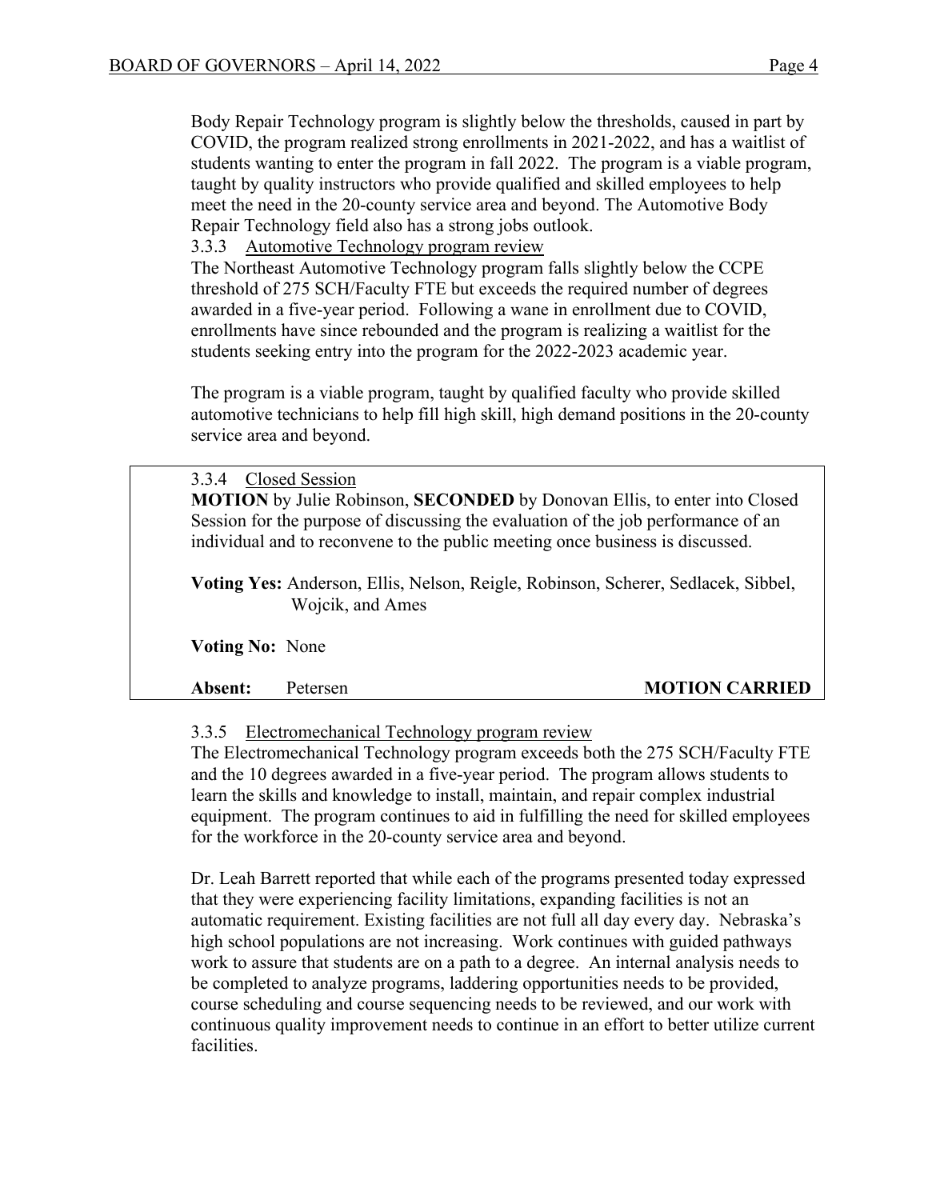Body Repair Technology program is slightly below the thresholds, caused in part by COVID, the program realized strong enrollments in 2021-2022, and has a waitlist of students wanting to enter the program in fall 2022. The program is a viable program, taught by quality instructors who provide qualified and skilled employees to help meet the need in the 20-county service area and beyond. The Automotive Body Repair Technology field also has a strong jobs outlook.

3.3.3 Automotive Technology program review

The Northeast Automotive Technology program falls slightly below the CCPE threshold of 275 SCH/Faculty FTE but exceeds the required number of degrees awarded in a five-year period. Following a wane in enrollment due to COVID, enrollments have since rebounded and the program is realizing a waitlist for the students seeking entry into the program for the 2022-2023 academic year.

The program is a viable program, taught by qualified faculty who provide skilled automotive technicians to help fill high skill, high demand positions in the 20-county service area and beyond.

3.3.4 Closed Session

**MOTION** by Julie Robinson, **SECONDED** by Donovan Ellis, to enter into Closed Session for the purpose of discussing the evaluation of the job performance of an individual and to reconvene to the public meeting once business is discussed.

**Voting Yes:** Anderson, Ellis, Nelson, Reigle, Robinson, Scherer, Sedlacek, Sibbel, Wojcik, and Ames

**Voting No:** None

**Absent:** Petersen **MOTION CARRIED**

3.3.5 Electromechanical Technology program review

The Electromechanical Technology program exceeds both the 275 SCH/Faculty FTE and the 10 degrees awarded in a five-year period. The program allows students to learn the skills and knowledge to install, maintain, and repair complex industrial equipment. The program continues to aid in fulfilling the need for skilled employees for the workforce in the 20-county service area and beyond.

Dr. Leah Barrett reported that while each of the programs presented today expressed that they were experiencing facility limitations, expanding facilities is not an automatic requirement. Existing facilities are not full all day every day. Nebraska's high school populations are not increasing. Work continues with guided pathways work to assure that students are on a path to a degree. An internal analysis needs to be completed to analyze programs, laddering opportunities needs to be provided, course scheduling and course sequencing needs to be reviewed, and our work with continuous quality improvement needs to continue in an effort to better utilize current facilities.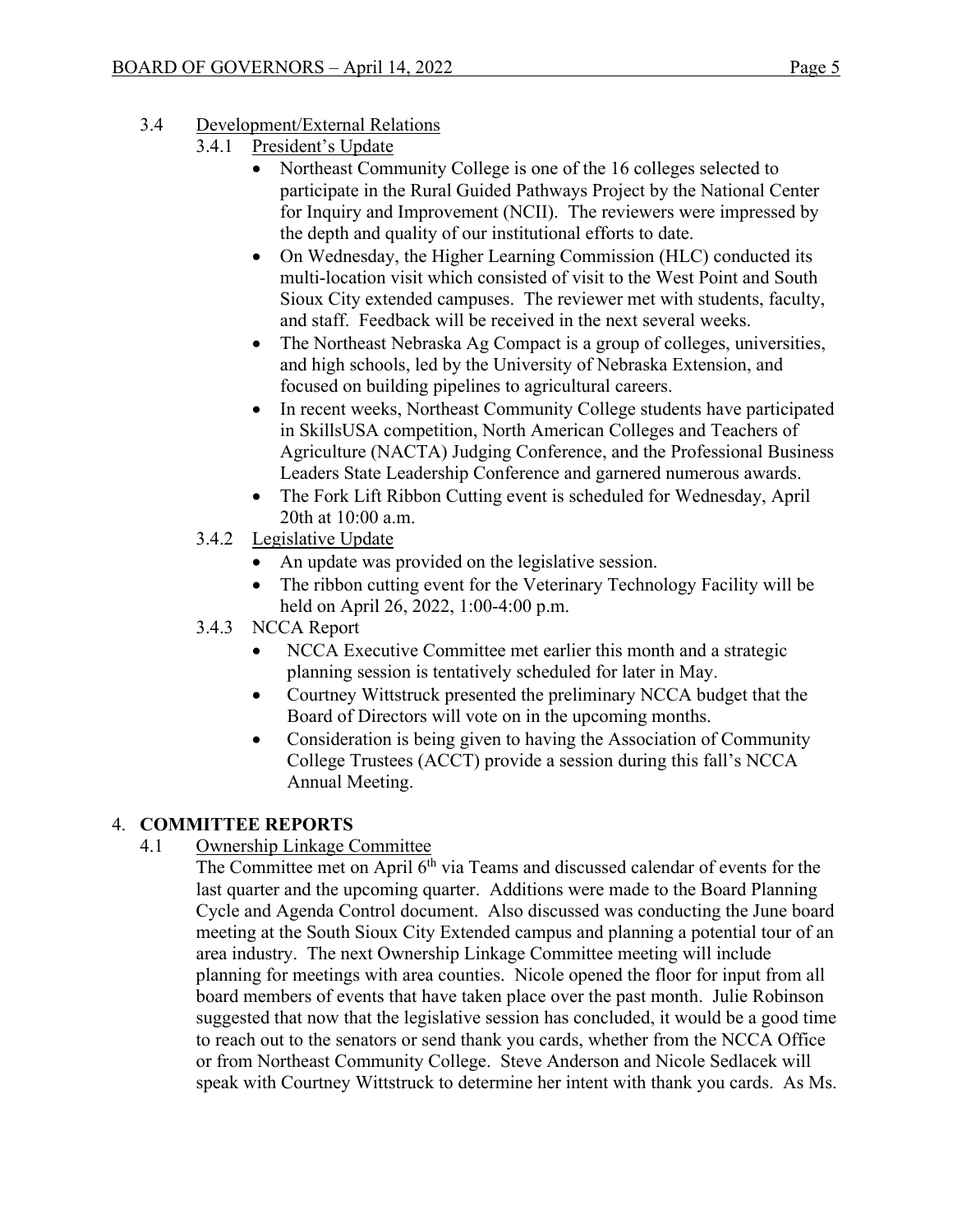3.4 Development/External Relations

3.4.1 President's Update

- Northeast Community College is one of the 16 colleges selected to participate in the Rural Guided Pathways Project by the National Center for Inquiry and Improvement (NCII). The reviewers were impressed by the depth and quality of our institutional efforts to date.
- On Wednesday, the Higher Learning Commission (HLC) conducted its multi-location visit which consisted of visit to the West Point and South Sioux City extended campuses. The reviewer met with students, faculty, and staff. Feedback will be received in the next several weeks.
- The Northeast Nebraska Ag Compact is a group of colleges, universities, and high schools, led by the University of Nebraska Extension, and focused on building pipelines to agricultural careers.
- In recent weeks, Northeast Community College students have participated in SkillsUSA competition, North American Colleges and Teachers of Agriculture (NACTA) Judging Conference, and the Professional Business Leaders State Leadership Conference and garnered numerous awards.
- The Fork Lift Ribbon Cutting event is scheduled for Wednesday, April 20th at 10:00 a.m.

3.4.2 Legislative Update

- An update was provided on the legislative session.
- The ribbon cutting event for the Veterinary Technology Facility will be held on April 26, 2022, 1:00-4:00 p.m.

3.4.3 NCCA Report

- NCCA Executive Committee met earlier this month and a strategic planning session is tentatively scheduled for later in May.
- Courtney Wittstruck presented the preliminary NCCA budget that the Board of Directors will vote on in the upcoming months.
- Consideration is being given to having the Association of Community College Trustees (ACCT) provide a session during this fall's NCCA Annual Meeting.

## 4. COMMITTEE REPORTS

4.1 Ownership Linkage Committee

The Committee met on April 6th via Teams and discussed calendar of events for the last quarter and the upcoming quarter. Additions were made to the Board Planning Cycle and Agenda Control document. Also discussed was conducting the June board meeting at the South Sioux City Extended campus and planning a potential tour of an area industry. The next Ownership Linkage Committee meeting will include planning for meetings with area counties. Nicole opened the floor for input from all board members of events that have taken place over the past month. Julie Robinson suggested that now that the legislative session has concluded, it would be a good time to reach out to the senators or send thank you cards, whether from the NCCA Office or from Northeast Community College. Steve Anderson and Nicole Sedlacek will speak with Courtney Wittstruck to determine her intent with thank you cards. As Ms.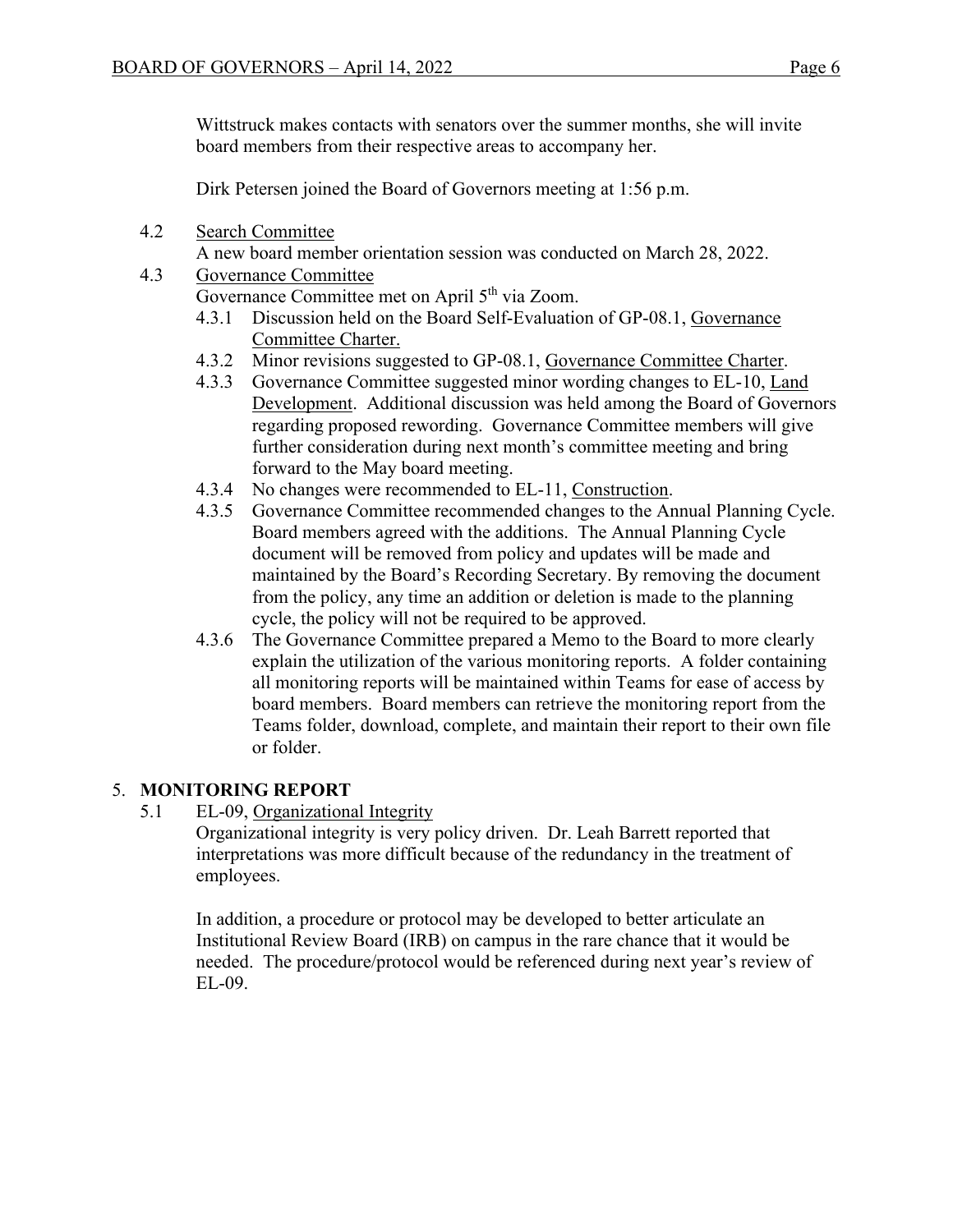Wittstruck makes contacts with senators over the summer months, she will invite board members from their respective areas to accompany her.

Dirk Petersen joined the Board of Governors meeting at 1:56 p.m.

4.2 Search Committee

A new board member orientation session was conducted on March 28, 2022.

4.3 Governance Committee

Governance Committee met on April 5th via Zoom.

4.3.1 Discussion held on the Board Self-Evaluation of GP-08.1, Governance Committee Charter.

4.3.2 Minor revisions suggested to GP-08.1, Governance Committee Charter.

4.3.3 Governance Committee suggested minor wording changes to EL-10, Land Development. Additional discussion was held among the Board of Governors regarding proposed rewording. Governance Committee members will give further consideration during next month's committee meeting and bring forward to the May board meeting.

4.3.4 No changes were recommended to EL-11, Construction.

4.3.5 Governance Committee recommended changes to the Annual Planning Cycle. Board members agreed with the additions. The Annual Planning Cycle document will be removed from policy and updates will be made and maintained by the Board's Recording Secretary. By removing the document from the policy, any time an addition or deletion is made to the planning cycle, the policy will not be required to be approved.

4.3.6 The Governance Committee prepared a Memo to the Board to more clearly explain the utilization of the various monitoring reports. A folder containing all monitoring reports will be maintained within Teams for ease of access by board members. Board members can retrieve the monitoring report from the Teams folder, download, complete, and maintain their report to their own file or folder.

5. **MONITORING REPORT**

5.1 EL-09, Organizational Integrity

Organizational integrity is very policy driven. Dr. Leah Barrett reported that interpretations was more difficult because of the redundancy in the treatment of employees.

In addition, a procedure or protocol may be developed to better articulate an Institutional Review Board (IRB) on campus in the rare chance that it would be needed. The procedure/protocol would be referenced during next year's review of EL-09.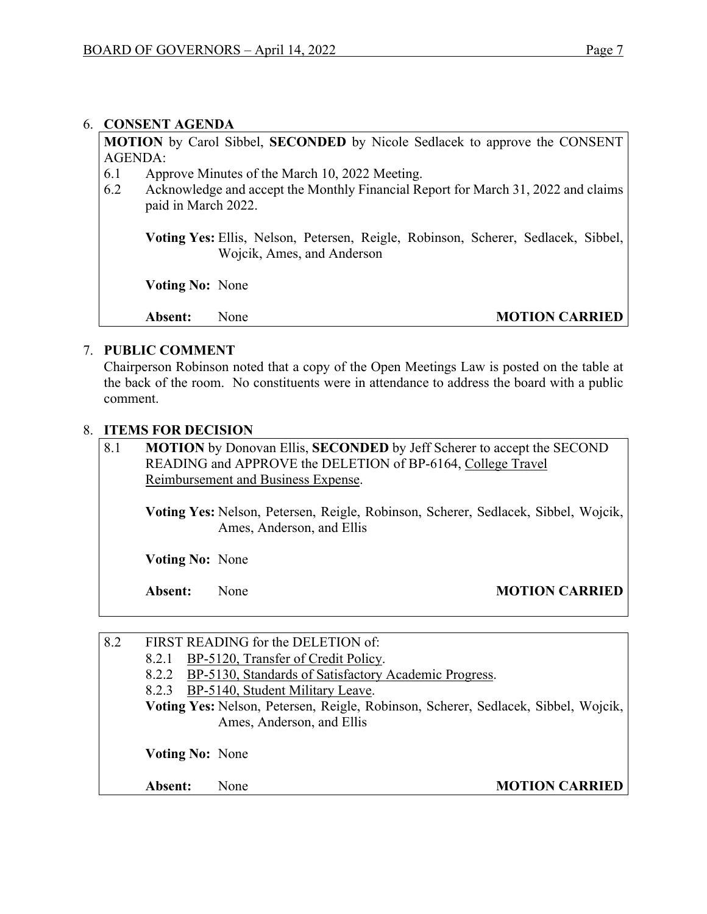## 6. CONSENT AGENDA

**MOTION** by Carol Sibbel, **SECONDED** by Nicole Sedlacek to approve the CONSENT AGENDA:

6.1 Approve Minutes of the March 10, 2022 Meeting.

6.2 Acknowledge and accept the Monthly Financial Report for March 31, 2022 and claims paid in March 2022.

**Voting Yes:** Ellis, Nelson, Petersen, Reigle, Robinson, Scherer, Sedlacek, Sibbel, Wojcik, Ames, and Anderson

**Voting No:** None

**Absent:** None **MOTION CARRIED**

## 7. PUBLIC COMMENT

Chairperson Robinson noted that a copy of the Open Meetings Law is posted on the table at the back of the room. No constituents were in attendance to address the board with a public comment.

## 8. ITEMS FOR DECISION

8.1 **MOTION** by Donovan Ellis, **SECONDED** by Jeff Scherer to accept the SECOND READING and APPROVE the DELETION of BP-6164, College Travel Reimbursement and Business Expense.

**Voting Yes:** Nelson, Petersen, Reigle, Robinson, Scherer, Sedlacek, Sibbel, Wojcik, Ames, Anderson, and Ellis

**Voting No:** None

**Absent:** None **MOTION CARRIED**

8.2 FIRST READING for the DELETION of:

8.2.1 BP-5120, Transfer of Credit Policy.

8.2.2 BP-5130, Standards of Satisfactory Academic Progress.

8.2.3 BP-5140, Student Military Leave.

**Voting Yes:** Nelson, Petersen, Reigle, Robinson, Scherer, Sedlacek, Sibbel, Wojcik, Ames, Anderson, and Ellis

**Voting No:** None

**Absent:** None **MOTION CARRIED**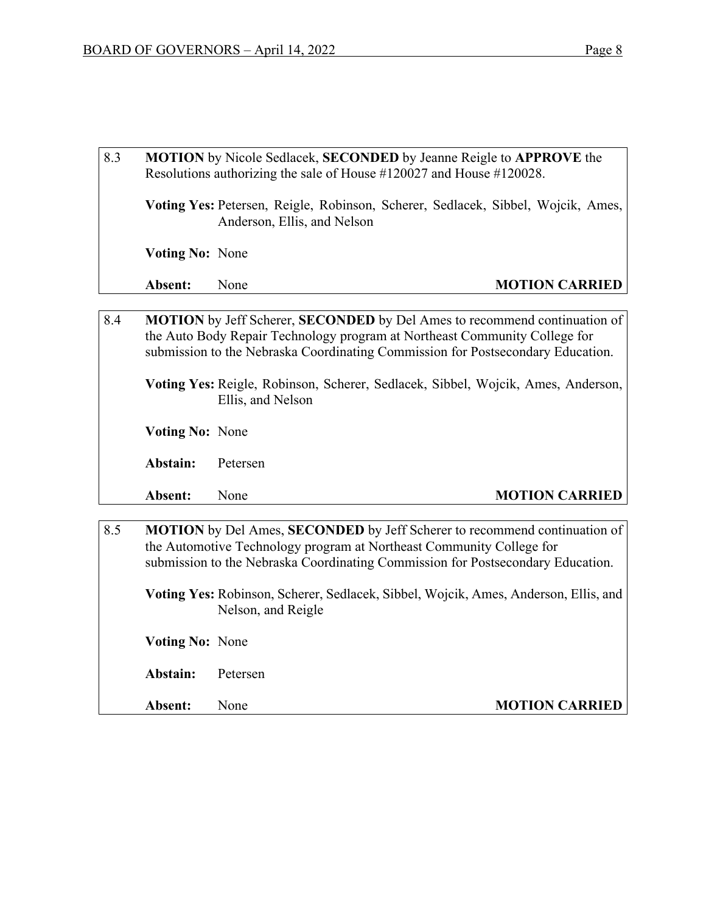8.3 **MOTION** by Nicole Sedlacek, **SECONDED** by Jeanne Reigle to **APPROVE** the Resolutions authorizing the sale of House #120027 and House #120028.

**Voting Yes:** Petersen, Reigle, Robinson, Scherer, Sedlacek, Sibbel, Wojcik, Ames, Anderson, Ellis, and Nelson

**Voting No:** None

**Absent:** None **MOTION CARRIED**

8.4 **MOTION** by Jeff Scherer, **SECONDED** by Del Ames to recommend continuation of the Auto Body Repair Technology program at Northeast Community College for submission to the Nebraska Coordinating Commission for Postsecondary Education.

**Voting Yes:** Reigle, Robinson, Scherer, Sedlacek, Sibbel, Wojcik, Ames, Anderson, Ellis, and Nelson

**Voting No:** None

**Abstain:** Petersen

**Absent:** None **MOTION CARRIED**

8.5 **MOTION** by Del Ames, **SECONDED** by Jeff Scherer to recommend continuation of the Automotive Technology program at Northeast Community College for submission to the Nebraska Coordinating Commission for Postsecondary Education.

**Voting Yes:** Robinson, Scherer, Sedlacek, Sibbel, Wojcik, Ames, Anderson, Ellis, and Nelson, and Reigle

**Voting No:** None

**Abstain:** Petersen

**Absent:** None **MOTION CARRIED**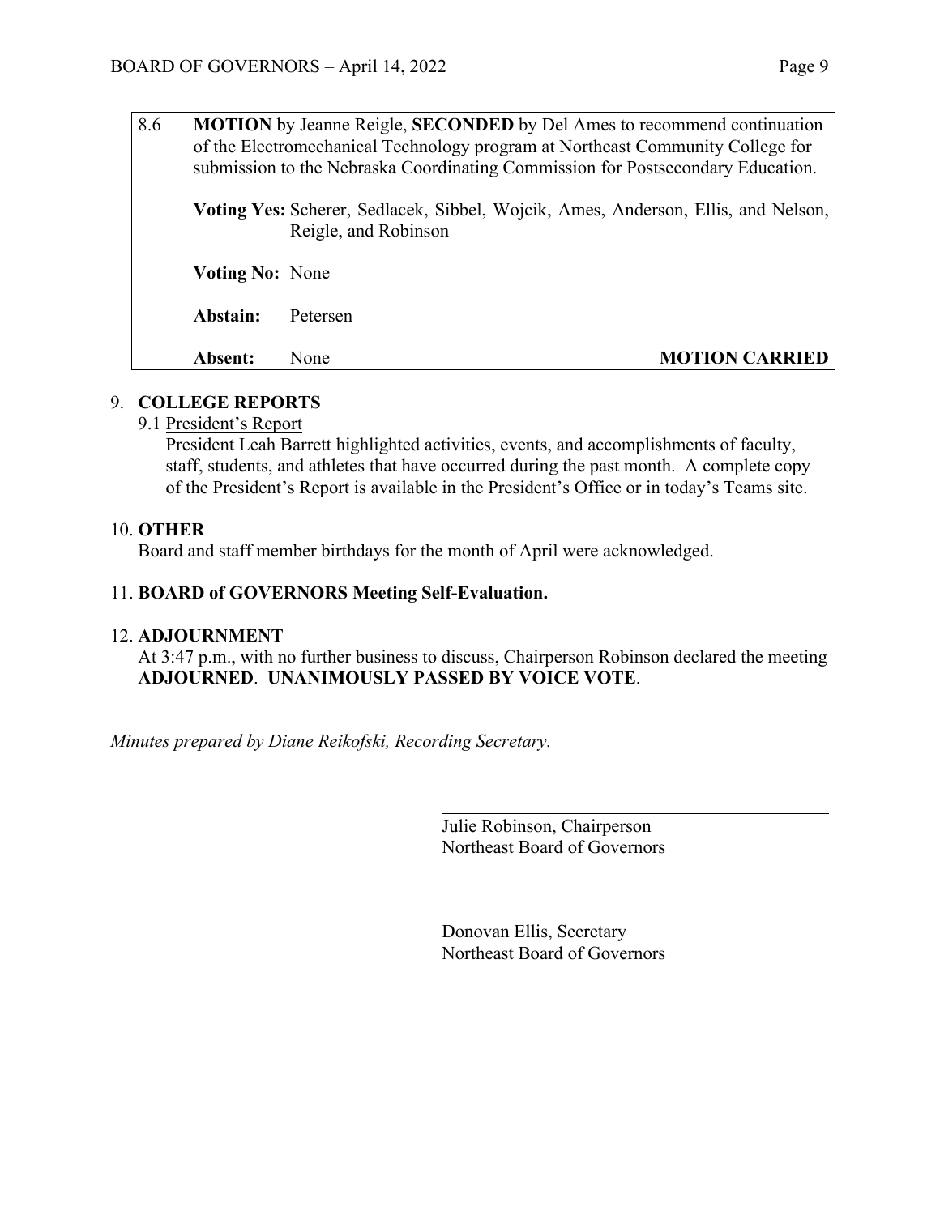8.6 **MOTION** by Jeanne Reigle, **SECONDED** by Del Ames to recommend continuation of the Electromechanical Technology program at Northeast Community College for submission to the Nebraska Coordinating Commission for Postsecondary Education.

**Voting Yes:** Scherer, Sedlacek, Sibbel, Wojcik, Ames, Anderson, Ellis, and Nelson, Reigle, and Robinson

**Voting No:** None

**Abstain:** Petersen

**Absent:** None **MOTION CARRIED**

9. **COLLEGE REPORTS**

9.1 President's Report

President Leah Barrett highlighted activities, events, and accomplishments of faculty, staff, students, and athletes that have occurred during the past month. A complete copy of the President's Report is available in the President's Office or in today's Teams site.

10. **OTHER**

Board and staff member birthdays for the month of April were acknowledged.

11. **BOARD of GOVERNORS Meeting Self-Evaluation.**

12. **ADJOURNMENT**

At 3:47 p.m., with no further business to discuss, Chairperson Robinson declared the meeting **ADJOURNED**. **UNANIMOUSLY PASSED BY VOICE VOTE**.

*Minutes prepared by Diane Reikofski, Recording Secretary.*

Julie Robinson, Chairperson
Northeast Board of Governors

Donovan Ellis, Secretary
Northeast Board of Governors